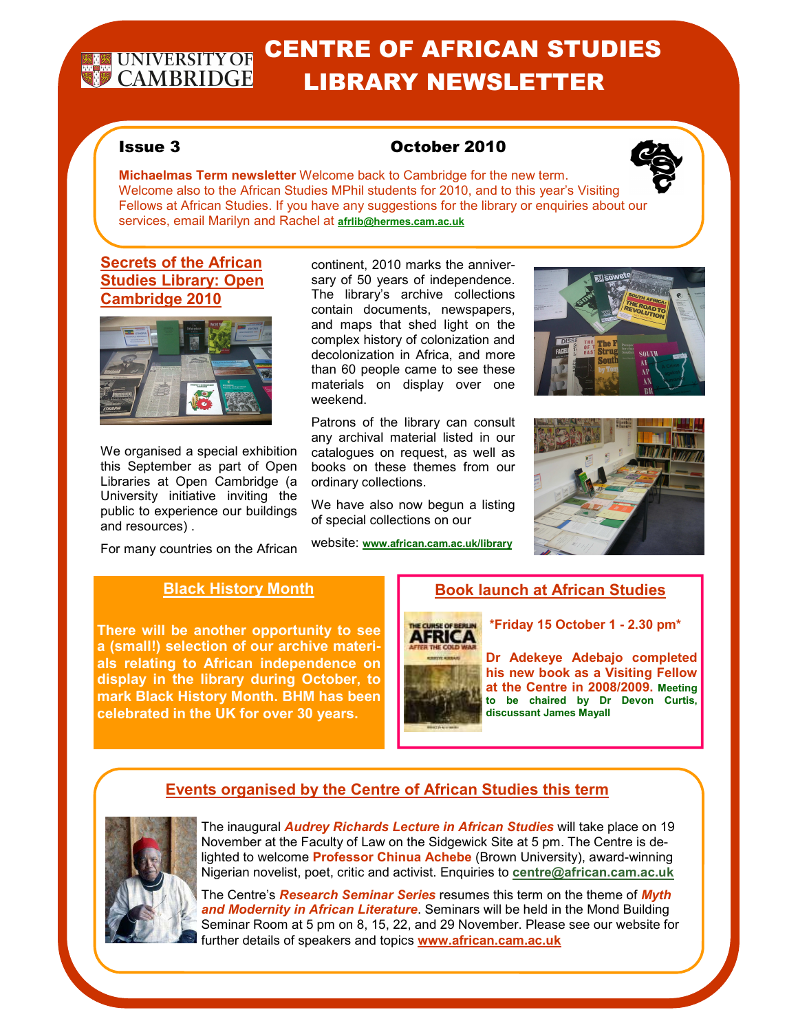# CENTRE OF AFRICAN STUDIES LIBRARY NEWSLETTER

UNIVERSITY OF CAMBRIDGE

**Issue 3** **October 2010**

**Michaelmas Term newsletter** Welcome back to Cambridge for the new term. Welcome also to the African Studies MPhil students for 2010, and to this year's Visiting Fellows at African Studies. If you have any suggestions for the library or enquiries about our services, email Marilyn and Rachel at **afrlib@hermes.cam.ac.uk**

## Secrets of the African Studies Library: Open Cambridge 2010

We organised a special exhibition this September as part of Open Libraries at Open Cambridge (a University initiative inviting the public to experience our buildings and resources) .

For many countries on the African continent, 2010 marks the anniversary of 50 years of independence. The library's archive collections contain documents, newspapers, and maps that shed light on the complex history of colonization and decolonization in Africa, and more than 60 people came to see these materials on display over one weekend.

Patrons of the library can consult any archival material listed in our catalogues on request, as well as books on these themes from our ordinary collections.

We have also now begun a listing of special collections on our website: **www.african.cam.ac.uk/library**

## Black History Month

**There will be another opportunity to see a (small!) selection of our archive materials relating to African independence on display in the library during October, to mark Black History Month. BHM has been celebrated in the UK for over 30 years.**

## Book launch at African Studies

***Friday 15 October 1 - 2.30 pm***

**Dr Adekeye Adebajo completed his new book as a Visiting Fellow at the Centre in 2008/2009. Meeting to be chaired by Dr Devon Curtis, discussant James Mayall**

## Events organised by the Centre of African Studies this term

The inaugural ***Audrey Richards Lecture in African Studies*** will take place on 19 November at the Faculty of Law on the Sidgewick Site at 5 pm. The Centre is delighted to welcome **Professor Chinua Achebe** (Brown University), award-winning Nigerian novelist, poet, critic and activist. Enquiries to **centre@african.cam.ac.uk**

The Centre's ***Research Seminar Series*** resumes this term on the theme of ***Myth and Modernity in African Literature***. Seminars will be held in the Mond Building Seminar Room at 5 pm on 8, 15, 22, and 29 November. Please see our website for further details of speakers and topics **www.african.cam.ac.uk**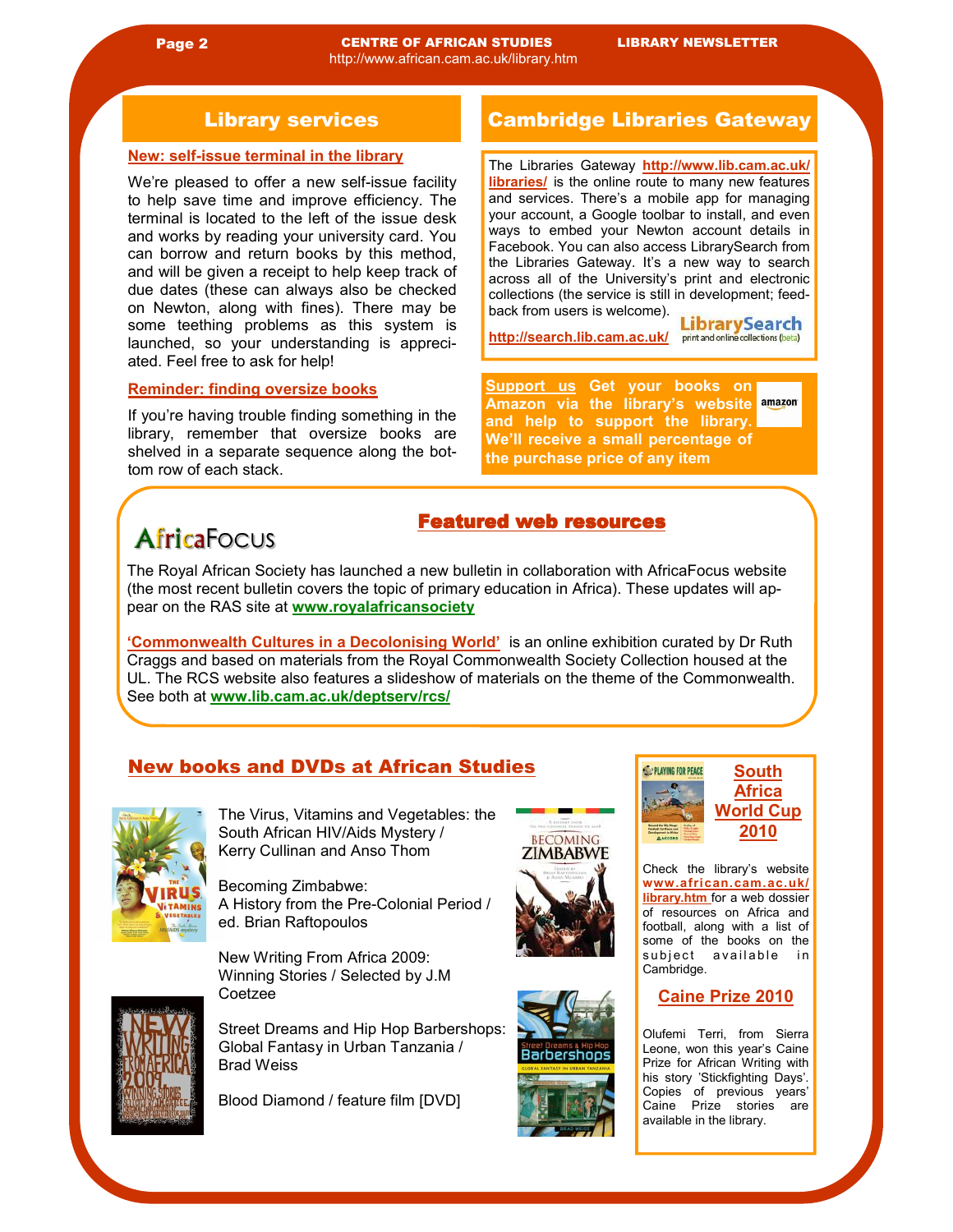## Library services

**New: self-issue terminal in the library**

We're pleased to offer a new self-issue facility to help save time and improve efficiency. The terminal is located to the left of the issue desk and works by reading your university card. You can borrow and return books by this method, and will be given a receipt to help keep track of due dates (these can always also be checked on Newton, along with fines). There may be some teething problems as this system is launched, so your understanding is appreciated. Feel free to ask for help!

**Reminder: finding oversize books**

If you're having trouble finding something in the library, remember that oversize books are shelved in a separate sequence along the bottom row of each stack.

## Cambridge Libraries Gateway

The Libraries Gateway http://www.lib.cam.ac.uk/libraries/ is the online route to many new features and services. There's a mobile app for managing your account, a Google toolbar to install, and even ways to embed your Newton account details in Facebook. You can also access LibrarySearch from the Libraries Gateway. It's a new way to search across all of the University's print and electronic collections (the service is still in development; feedback from users is welcome).

http://search.lib.cam.ac.uk/

LibrarySearch print and online collections (beta)

**Support us** **Get your books on Amazon via the library's website and help to support the library. We'll receive a small percentage of the purchase price of any item**

## Featured web resources

AfricaFocus

The Royal African Society has launched a new bulletin in collaboration with AfricaFocus website (the most recent bulletin covers the topic of primary education in Africa). These updates will appear on the RAS site at **www.royalafricansociety**

**'Commonwealth Cultures in a Decolonising World'** is an online exhibition curated by Dr Ruth Craggs and based on materials from the Royal Commonwealth Society Collection housed at the UL. The RCS website also features a slideshow of materials on the theme of the Commonwealth. See both at **www.lib.cam.ac.uk/deptserv/rcs/**

## New books and DVDs at African Studies

The Virus, Vitamins and Vegetables: the South African HIV/Aids Mystery / Kerry Cullinan and Anso Thom

Becoming Zimbabwe: A History from the Pre-Colonial Period / ed. Brian Raftopoulos

New Writing From Africa 2009: Winning Stories / Selected by J.M Coetzee

Street Dreams and Hip Hop Barbershops: Global Fantasy in Urban Tanzania / Brad Weiss

Blood Diamond / feature film [DVD]

## South Africa World Cup 2010

Check the library's website **www.african.cam.ac.uk/library.htm** for a web dossier of resources on Africa and football, along with a list of some of the books on the subject available in Cambridge.

## Caine Prize 2010

Olufemi Terri, from Sierra Leone, won this year's Caine Prize for African Writing with his story 'Stickfighting Days'. Copies of previous years' Caine Prize stories are available in the library.